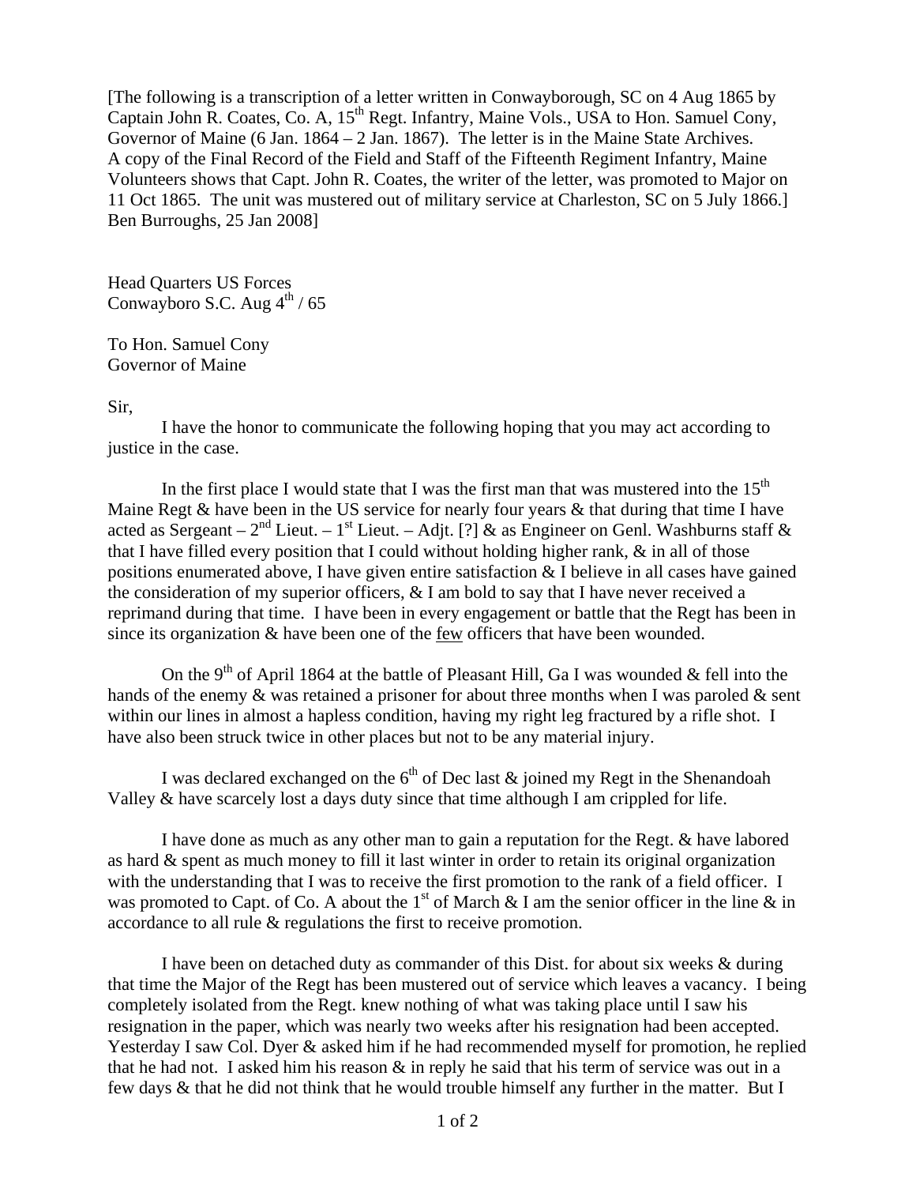[The following is a transcription of a letter written in Conwayborough, SC on 4 Aug 1865 by Captain John R. Coates, Co. A, 15th Regt. Infantry, Maine Vols., USA to Hon. Samuel Cony, Governor of Maine (6 Jan. 1864 – 2 Jan. 1867). The letter is in the Maine State Archives. A copy of the Final Record of the Field and Staff of the Fifteenth Regiment Infantry, Maine Volunteers shows that Capt. John R. Coates, the writer of the letter, was promoted to Major on 11 Oct 1865. The unit was mustered out of military service at Charleston, SC on 5 July 1866.] Ben Burroughs, 25 Jan 2008]

Head Quarters US Forces
Conwayboro S.C. Aug 4th / 65

To Hon. Samuel Cony
Governor of Maine

Sir,

I have the honor to communicate the following hoping that you may act according to justice in the case.

In the first place I would state that I was the first man that was mustered into the 15th Maine Regt & have been in the US service for nearly four years & that during that time I have acted as Sergeant – 2nd Lieut. – 1st Lieut. – Adjt. [?] & as Engineer on Genl. Washburns staff & that I have filled every position that I could without holding higher rank, & in all of those positions enumerated above, I have given entire satisfaction & I believe in all cases have gained the consideration of my superior officers, & I am bold to say that I have never received a reprimand during that time. I have been in every engagement or battle that the Regt has been in since its organization & have been one of the <u>few</u> officers that have been wounded.

On the 9th of April 1864 at the battle of Pleasant Hill, Ga I was wounded & fell into the hands of the enemy & was retained a prisoner for about three months when I was paroled & sent within our lines in almost a hapless condition, having my right leg fractured by a rifle shot. I have also been struck twice in other places but not to be any material injury.

I was declared exchanged on the 6th of Dec last & joined my Regt in the Shenandoah Valley & have scarcely lost a days duty since that time although I am crippled for life.

I have done as much as any other man to gain a reputation for the Regt. & have labored as hard & spent as much money to fill it last winter in order to retain its original organization with the understanding that I was to receive the first promotion to the rank of a field officer. I was promoted to Capt. of Co. A about the 1st of March & I am the senior officer in the line & in accordance to all rule & regulations the first to receive promotion.

I have been on detached duty as commander of this Dist. for about six weeks & during that time the Major of the Regt has been mustered out of service which leaves a vacancy. I being completely isolated from the Regt. knew nothing of what was taking place until I saw his resignation in the paper, which was nearly two weeks after his resignation had been accepted. Yesterday I saw Col. Dyer & asked him if he had recommended myself for promotion, he replied that he had not. I asked him his reason & in reply he said that his term of service was out in a few days & that he did not think that he would trouble himself any further in the matter. But I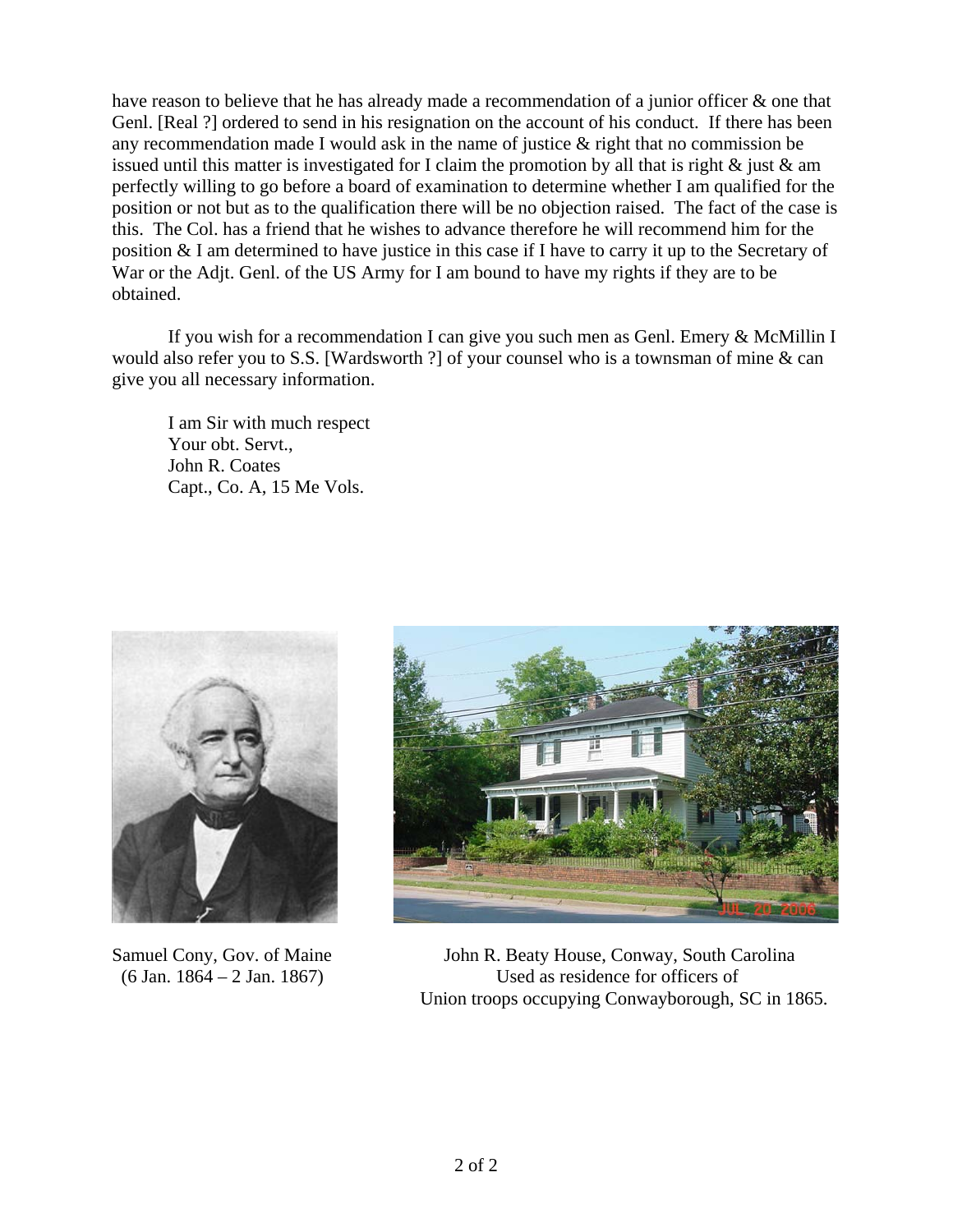have reason to believe that he has already made a recommendation of a junior officer & one that Genl. [Real ?] ordered to send in his resignation on the account of his conduct. If there has been any recommendation made I would ask in the name of justice & right that no commission be issued until this matter is investigated for I claim the promotion by all that is right & just & am perfectly willing to go before a board of examination to determine whether I am qualified for the position or not but as to the qualification there will be no objection raised. The fact of the case is this. The Col. has a friend that he wishes to advance therefore he will recommend him for the position & I am determined to have justice in this case if I have to carry it up to the Secretary of War or the Adjt. Genl. of the US Army for I am bound to have my rights if they are to be obtained.

If you wish for a recommendation I can give you such men as Genl. Emery & McMillin I would also refer you to S.S. [Wardsworth ?] of your counsel who is a townsman of mine & can give you all necessary information.

I am Sir with much respect  
Your obt. Servt.,  
John R. Coates  
Capt., Co. A, 15 Me Vols.

Samuel Cony, Gov. of Maine  
(6 Jan. 1864 – 2 Jan. 1867)

John R. Beaty House, Conway, South Carolina  
Used as residence for officers of  
Union troops occupying Conwayborough, SC in 1865.